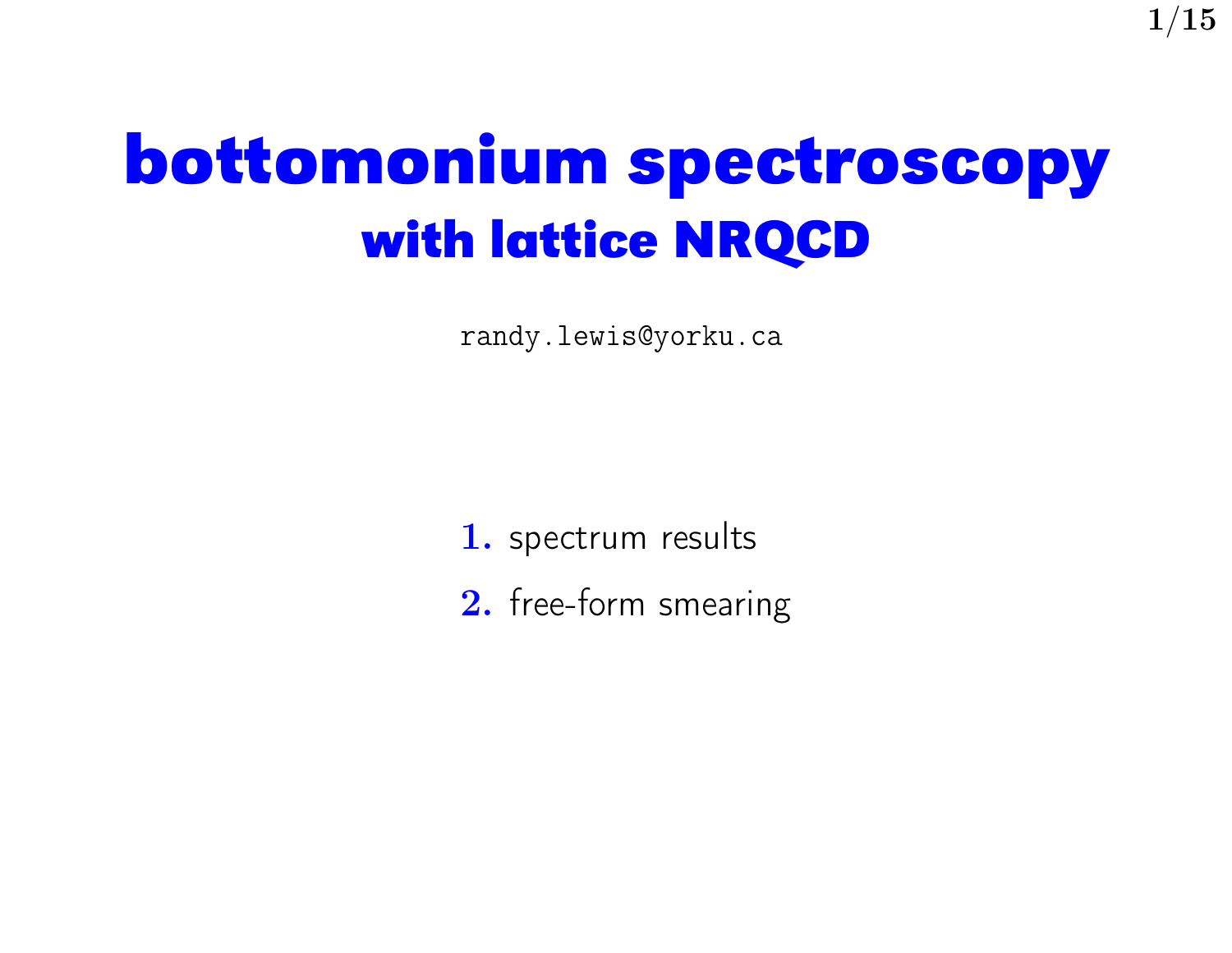# bottomonium spectroscopy

## with lattice NRQCD

randy.lewis@yorku.ca

1. spectrum results
2. free-form smearing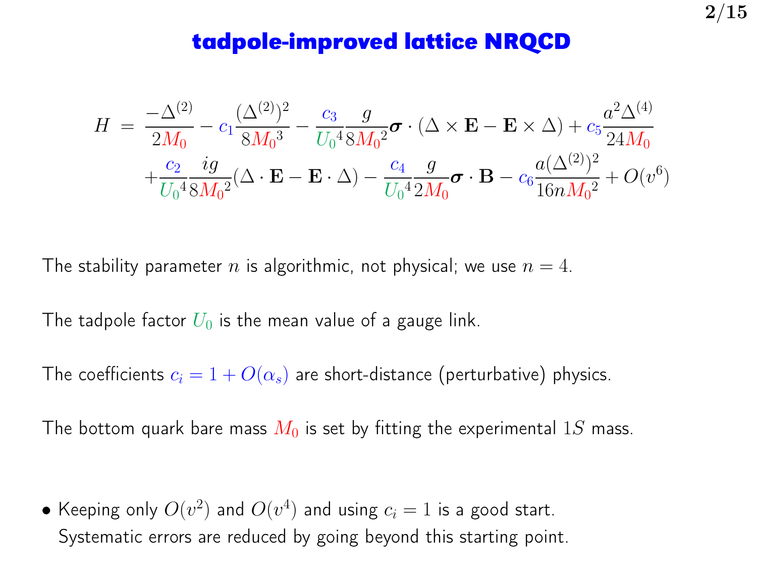# tadpole-improved lattice NRQCD

$$
\begin{aligned}
H \;=\; & \frac{-\Delta^{(2)}}{2M_0} - c_1\frac{(\Delta^{(2)})^2}{8{M_0}^3} - \frac{c_3}{{U_0}^4}\frac{g}{8{M_0}^2}\boldsymbol{\sigma}\cdot(\Delta\times\mathbf{E}-\mathbf{E}\times\Delta) + c_5\frac{a^2\Delta^{(4)}}{24M_0} \\
& + \frac{c_2}{{U_0}^4}\frac{ig}{8{M_0}^2}(\Delta\cdot\mathbf{E}-\mathbf{E}\cdot\Delta) - \frac{c_4}{{U_0}^4}\frac{g}{2M_0}\boldsymbol{\sigma}\cdot\mathbf{B} - c_6\frac{a(\Delta^{(2)})^2}{16n{M_0}^2} + O(v^6)
\end{aligned}
$$

The stability parameter $n$ is algorithmic, not physical; we use $n = 4$.

The tadpole factor $U_0$ is the mean value of a gauge link.

The coefficients $c_i = 1 + O(\alpha_s)$ are short-distance (perturbative) physics.

The bottom quark bare mass $M_0$ is set by fitting the experimental $1S$ mass.

- Keeping only $O(v^2)$ and $O(v^4)$ and using $c_i = 1$ is a good start.
  Systematic errors are reduced by going beyond this starting point.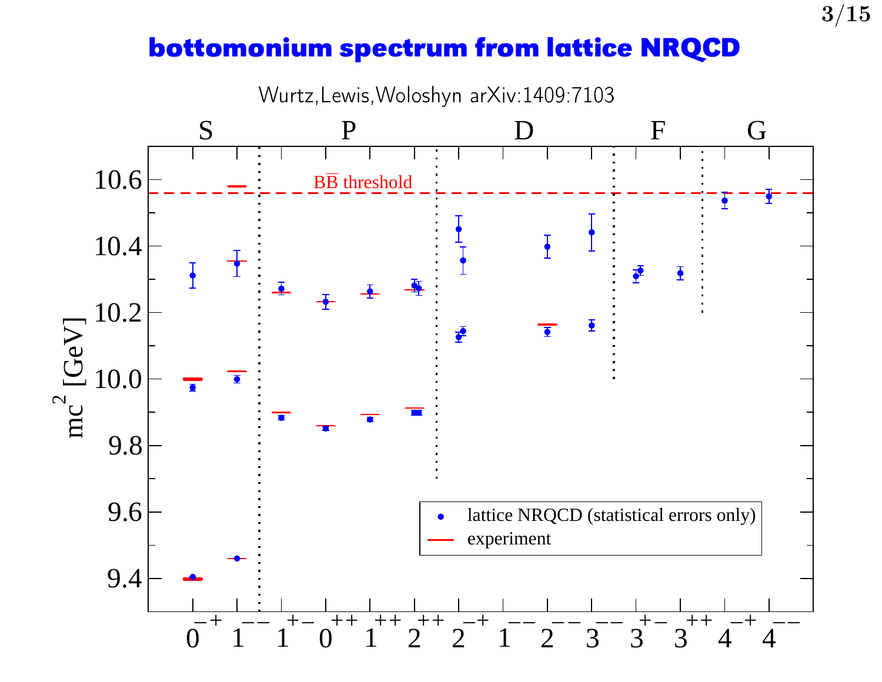# bottomonium spectrum from lattice NRQCD

Wurtz,Lewis,Woloshyn arXiv:1409:7103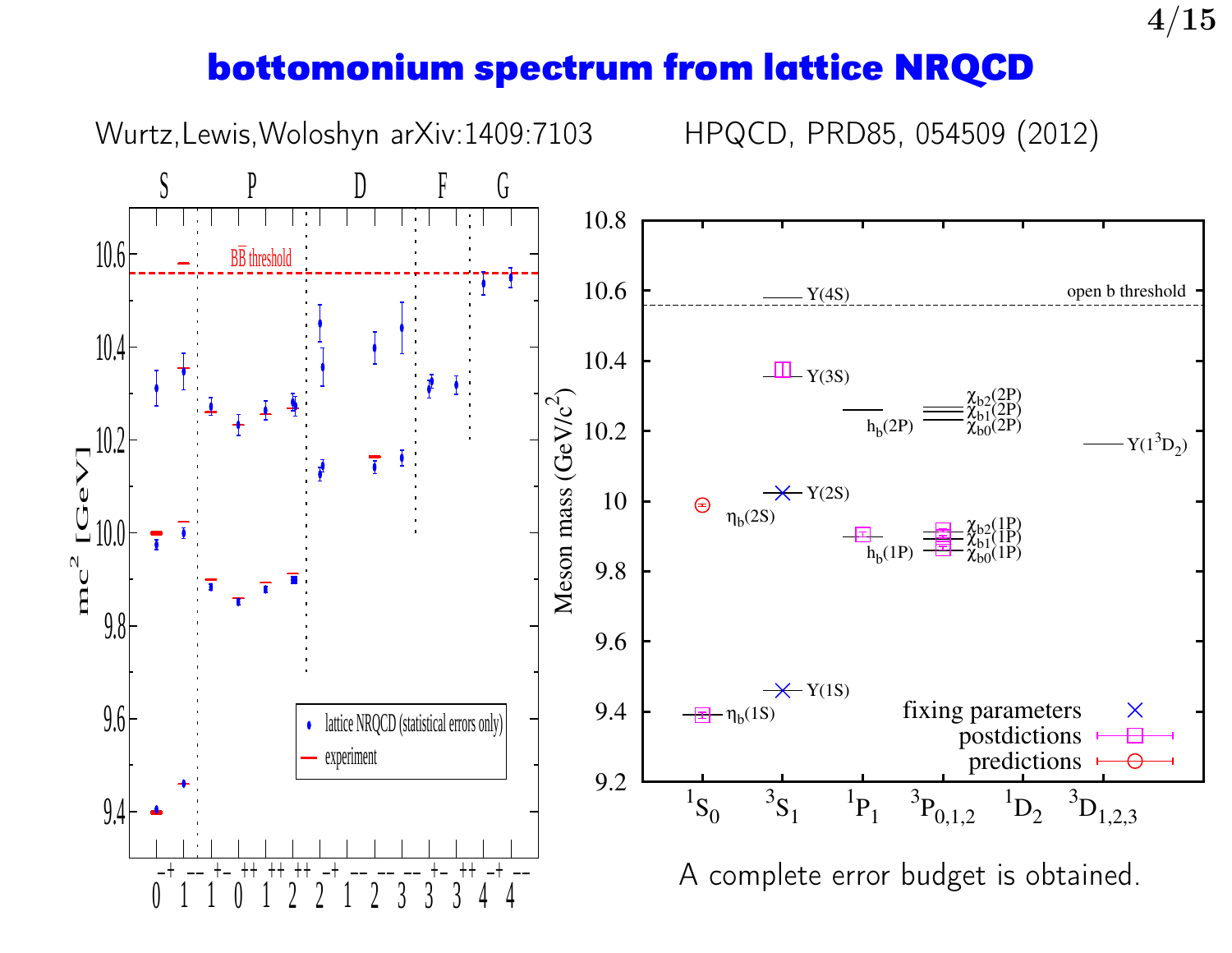# bottomonium spectrum from lattice NRQCD

Wurtz, Lewis, Woloshyn arXiv:1409:7103

HPQCD, PRD85, 054509 (2012)

A complete error budget is obtained.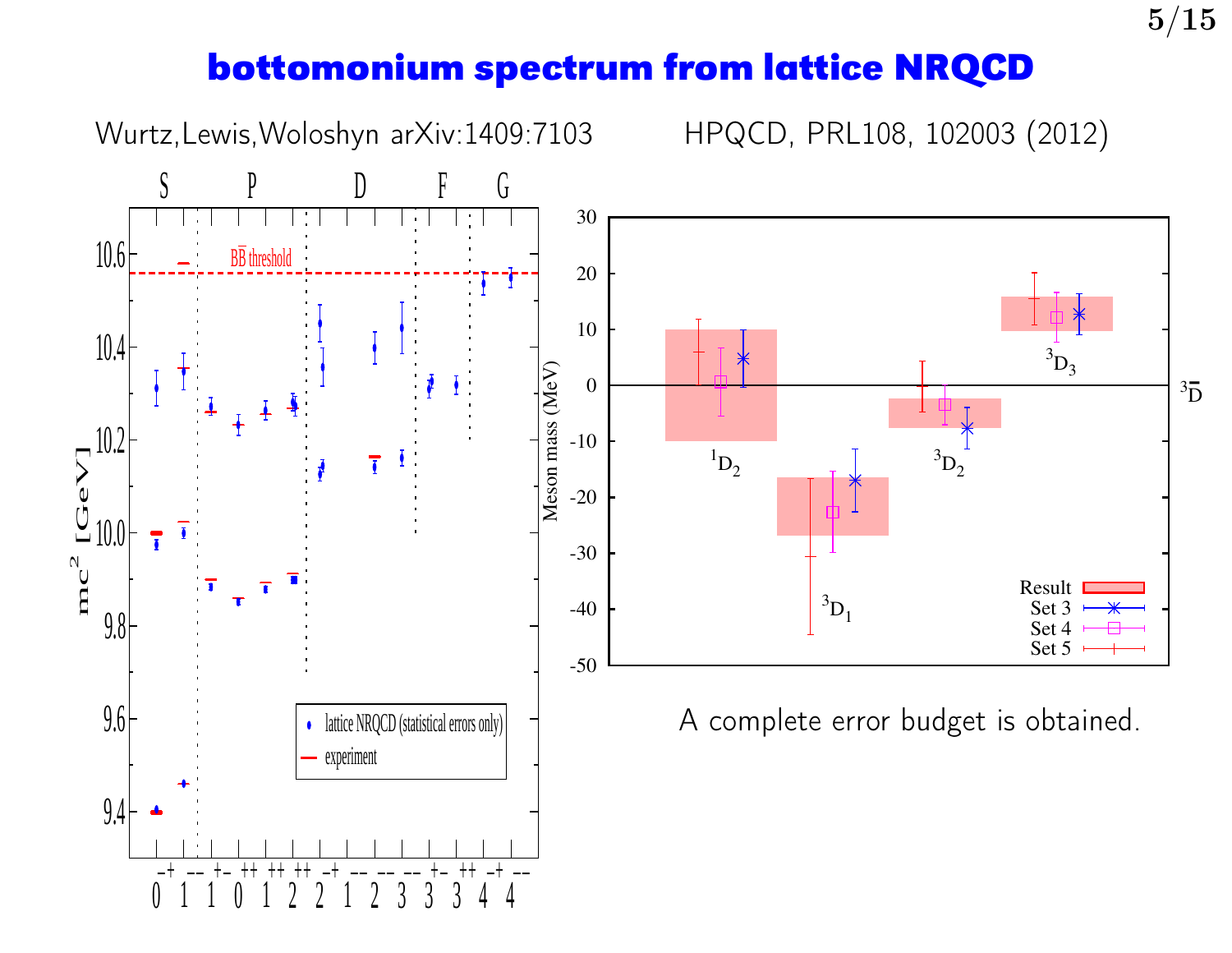# bottomonium spectrum from lattice NRQCD

Wurtz, Lewis, Woloshyn arXiv:1409:7103

HPQCD, PRL108, 102003 (2012)

A complete error budget is obtained.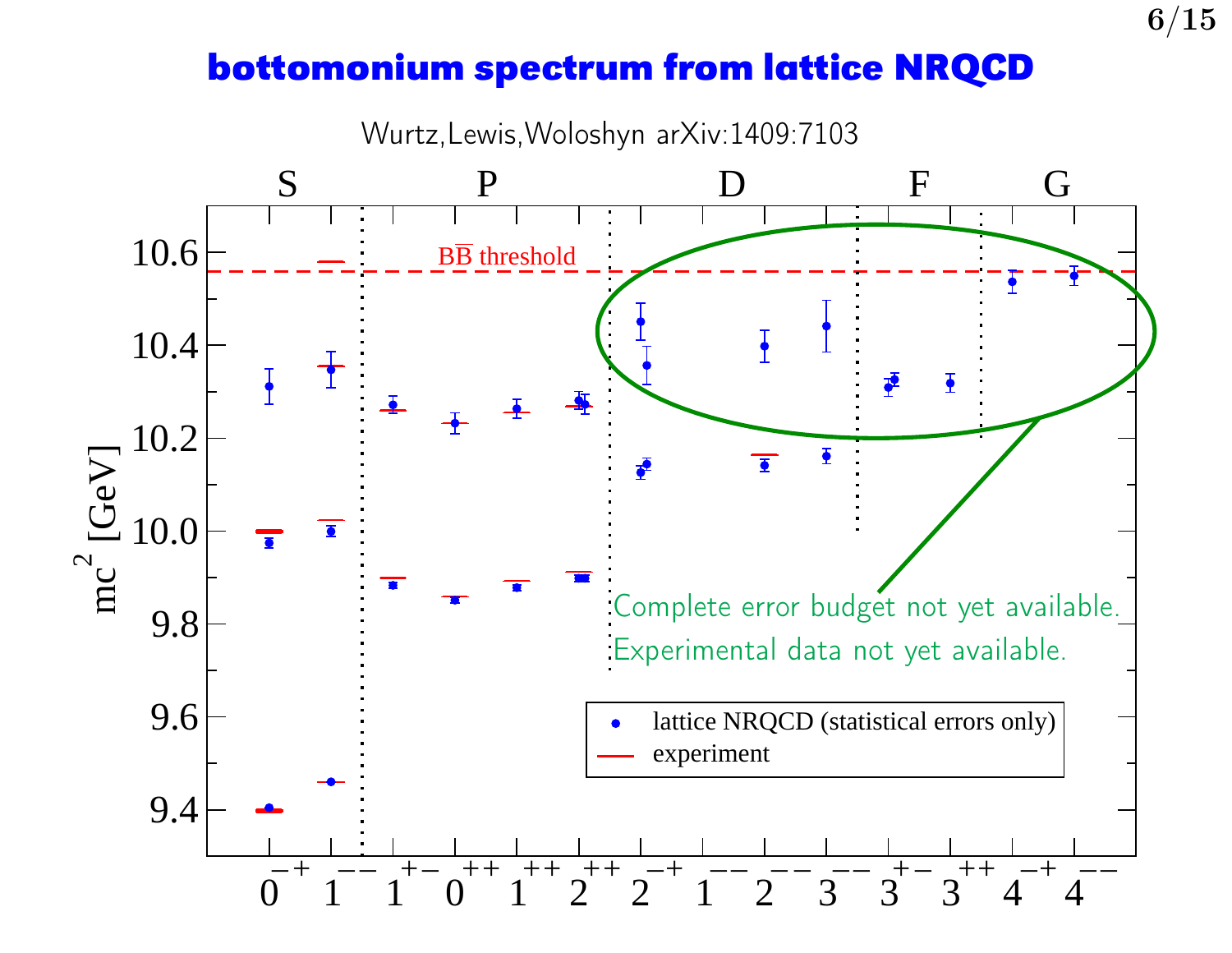# bottomonium spectrum from lattice NRQCD

Wurtz,Lewis,Woloshyn arXiv:1409:7103

Complete error budget not yet available.

Experimental data not yet available.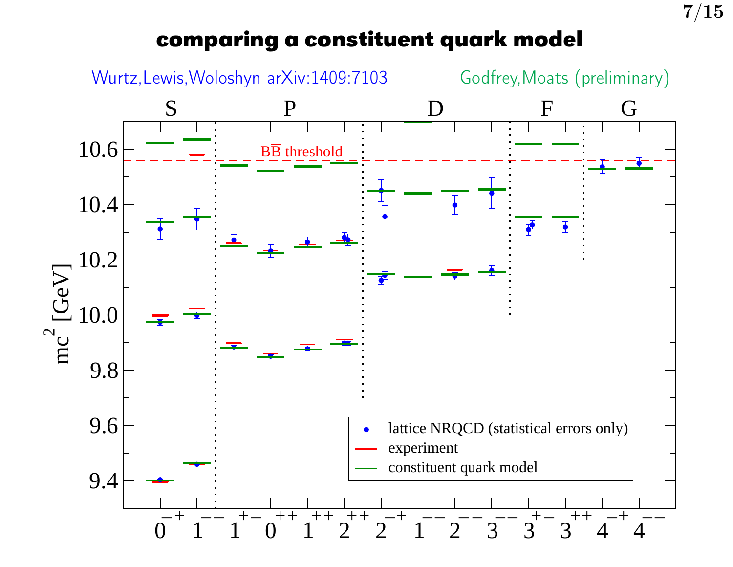# comparing a constituent quark model

Wurtz, Lewis, Woloshyn arXiv:1409:7103 Godfrey, Moats (preliminary)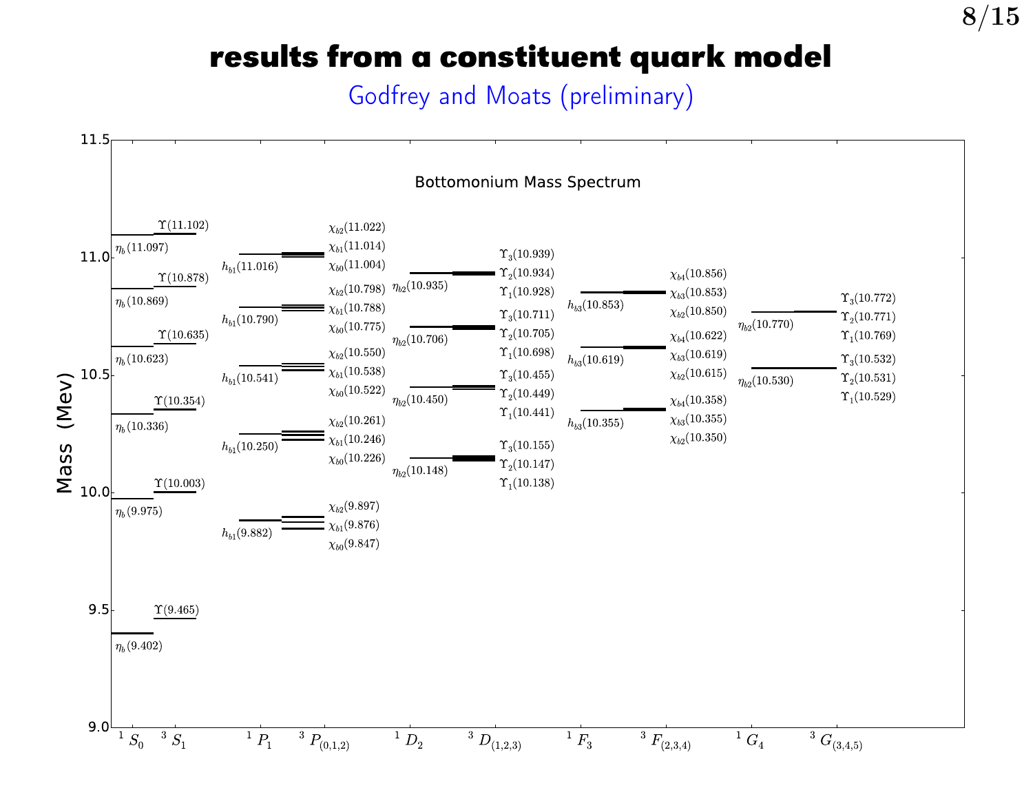# results from a constituent quark model

Godfrey and Moats (preliminary)

Bottomonium Mass Spectrum

| | $^1S_0$ | $^3S_1$ | $^1P_1$ | $^3P_{(0,1,2)}$ | $^1D_2$ | $^3D_{(1,2,3)}$ | $^1F_3$ | $^3F_{(2,3,4)}$ | $^1G_4$ | $^3G_{(3,4,5)}$ |
|---|---|---|---|---|---|---|---|---|---|---|
| | $\eta_b(11.097)$ | $\Upsilon(11.102)$ | $h_{b1}(11.016)$ | $\chi_{b2}(11.022)$, $\chi_{b1}(11.014)$, $\chi_{b0}(11.004)$ | $\eta_{b2}(10.935)$ | $\Upsilon_3(10.939)$, $\Upsilon_2(10.934)$, $\Upsilon_1(10.928)$ | $h_{b3}(10.853)$ | $\chi_{b4}(10.856)$, $\chi_{b3}(10.853)$, $\chi_{b2}(10.850)$ | $\eta_{b2}(10.770)$ | $\Upsilon_3(10.772)$, $\Upsilon_2(10.771)$, $\Upsilon_1(10.769)$ |
| | $\eta_b(10.869)$ | $\Upsilon(10.878)$ | $h_{b1}(10.790)$ | $\chi_{b2}(10.798)$, $\chi_{b1}(10.788)$, $\chi_{b0}(10.775)$ | $\eta_{b2}(10.706)$ | $\Upsilon_3(10.711)$, $\Upsilon_2(10.705)$, $\Upsilon_1(10.698)$ | $h_{b3}(10.619)$ | $\chi_{b4}(10.622)$, $\chi_{b3}(10.619)$, $\chi_{b2}(10.615)$ | $\eta_{b2}(10.530)$ | $\Upsilon_3(10.532)$, $\Upsilon_2(10.531)$, $\Upsilon_1(10.529)$ |
| | $\eta_b(10.623)$ | $\Upsilon(10.635)$ | $h_{b1}(10.541)$ | $\chi_{b2}(10.550)$, $\chi_{b1}(10.538)$, $\chi_{b0}(10.522)$ | $\eta_{b2}(10.450)$ | $\Upsilon_3(10.455)$, $\Upsilon_2(10.449)$, $\Upsilon_1(10.441)$ | $h_{b3}(10.355)$ | $\chi_{b4}(10.358)$, $\chi_{b3}(10.355)$, $\chi_{b2}(10.350)$ | | |
| | $\eta_b(10.336)$ | $\Upsilon(10.354)$ | $h_{b1}(10.250)$ | $\chi_{b2}(10.261)$, $\chi_{b1}(10.246)$, $\chi_{b0}(10.226)$ | $\eta_{b2}(10.148)$ | $\Upsilon_3(10.155)$, $\Upsilon_2(10.147)$, $\Upsilon_1(10.138)$ | | | | |
| | $\eta_b(9.975)$ | $\Upsilon(10.003)$ | $h_{b1}(9.882)$ | $\chi_{b2}(9.897)$, $\chi_{b1}(9.876)$, $\chi_{b0}(9.847)$ | | | | | | |
| | $\eta_b(9.402)$ | $\Upsilon(9.465)$ | | | | | | | | |

Mass (Mev) axis: 9.0 – 11.5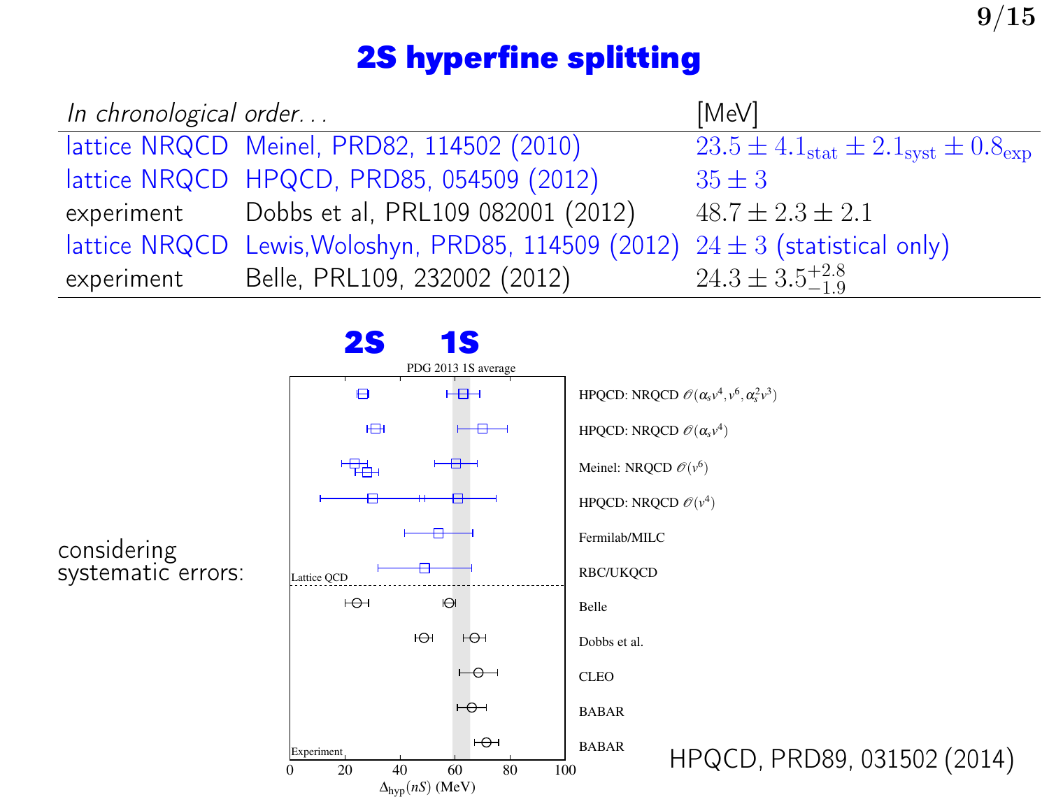# 2S hyperfine splitting

| *In chronological order...* | | [MeV] |
|---|---|---|
| lattice NRQCD | Meinel, PRD82, 114502 (2010) | $23.5 \pm 4.1_{\text{stat}} \pm 2.1_{\text{syst}} \pm 0.8_{\text{exp}}$ |
| lattice NRQCD | HPQCD, PRD85, 054509 (2012) | $35 \pm 3$ |
| experiment | Dobbs et al, PRL109 082001 (2012) | $48.7 \pm 2.3 \pm 2.1$ |
| lattice NRQCD | Lewis,Woloshyn, PRD85, 114509 (2012) | $24 \pm 3$ (statistical only) |
| experiment | Belle, PRL109, 232002 (2012) | $24.3 \pm 3.5^{+2.8}_{-1.9}$ |

considering systematic errors:

**2S** **1S**

PDG 2013 1S average

HPQCD: NRQCD $\mathcal{O}(\alpha_s v^4, v^6, \alpha_s^2 v^3)$

HPQCD: NRQCD $\mathcal{O}(\alpha_s v^4)$

Meinel: NRQCD $\mathcal{O}(v^6)$

HPQCD: NRQCD $\mathcal{O}(v^4)$

Fermilab/MILC

RBC/UKQCD

Lattice QCD

Belle

Dobbs et al.

CLEO

BABAR

BABAR

Experiment

0 20 40 60 80 100

$\Delta_{\text{hyp}}(nS)$ (MeV)

HPQCD, PRD89, 031502 (2014)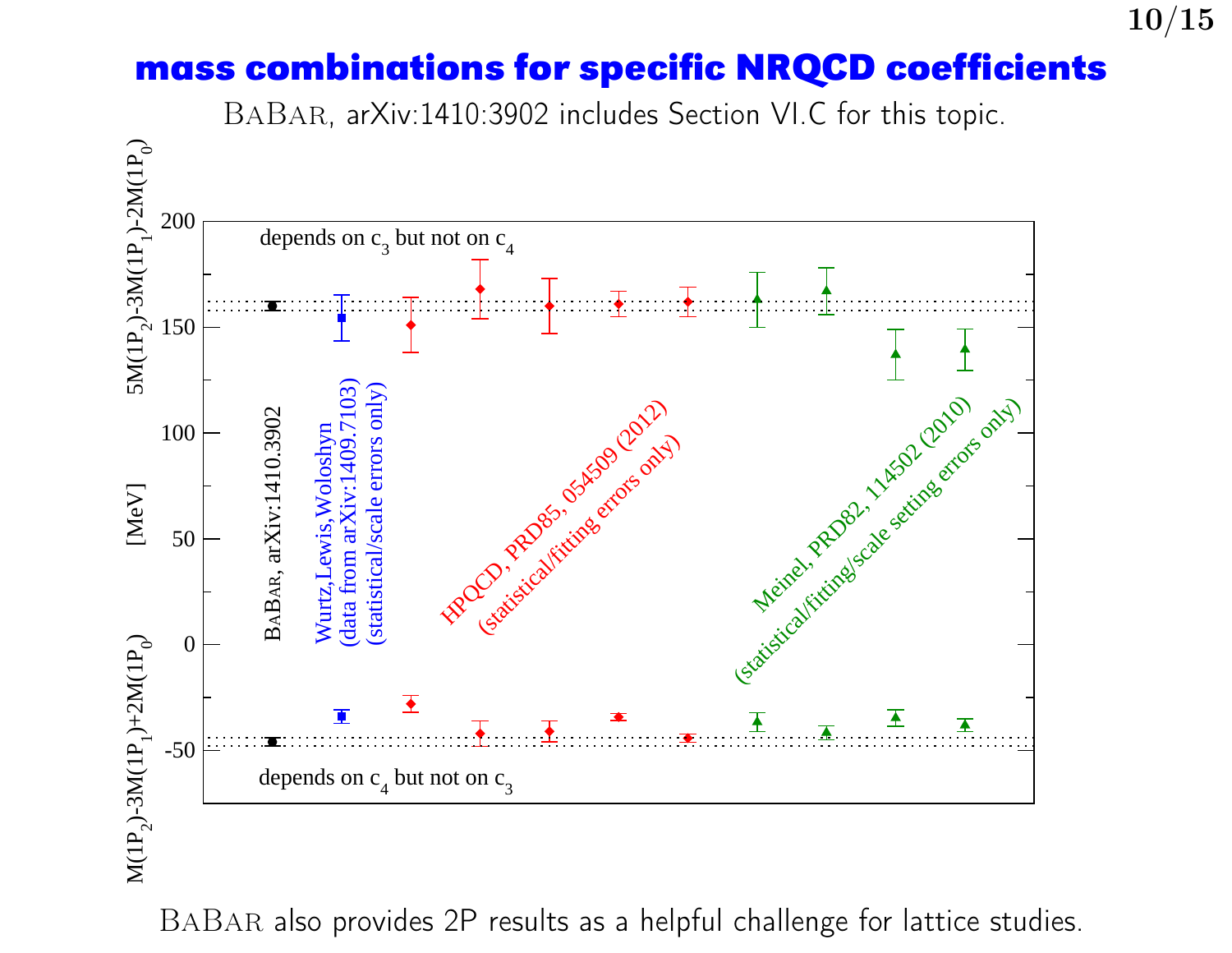## mass combinations for specific NRQCD coefficients

BaBar, arXiv:1410:3902 includes Section VI.C for this topic.

BaBar also provides 2P results as a helpful challenge for lattice studies.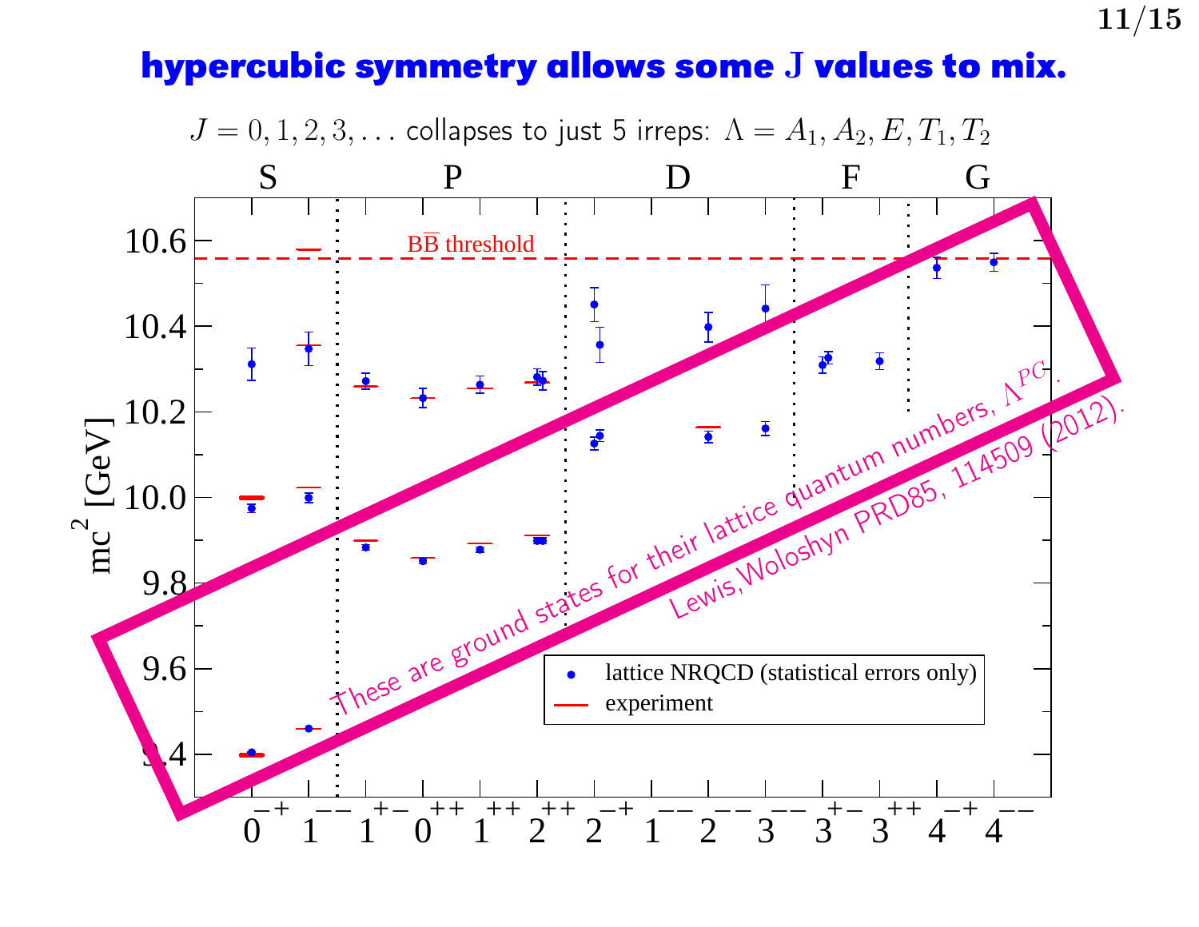# hypercubic symmetry allows some J values to mix.

$J = 0, 1, 2, 3, \ldots$ collapses to just 5 irreps: $\Lambda = A_1, A_2, E, T_1, T_2$

These are ground states for their lattice quantum numbers, $\Lambda^{PC}$.

Lewis,Woloshyn PRD85, 114509 (2012).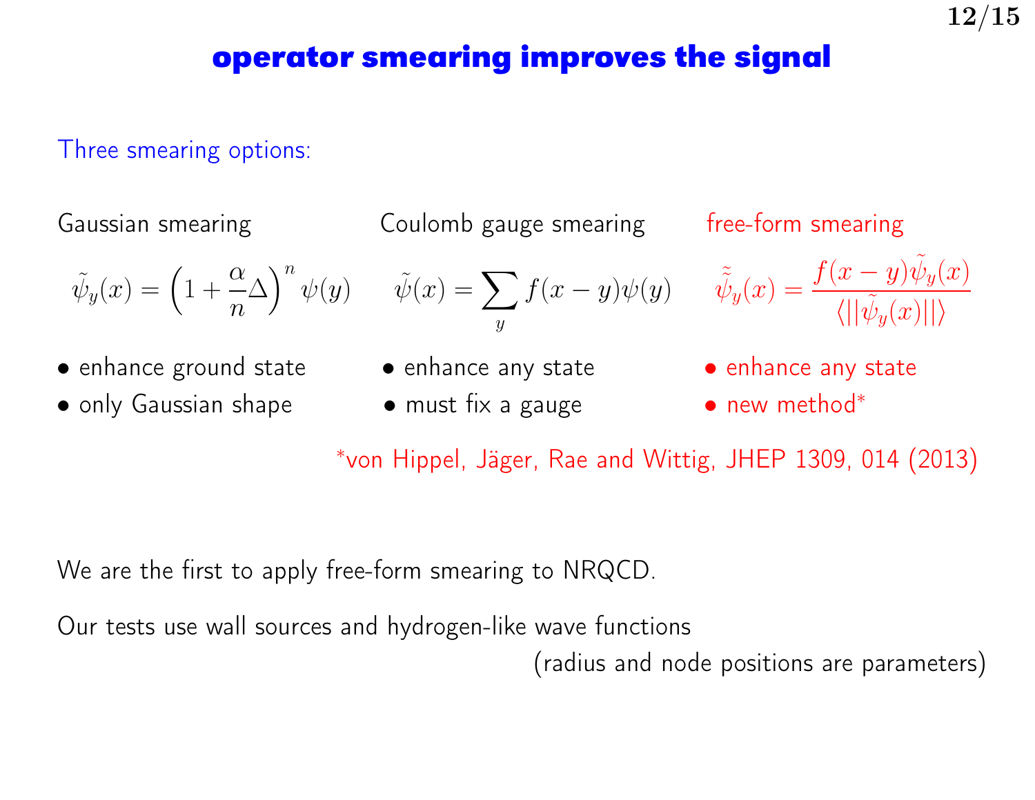# operator smearing improves the signal

Three smearing options:

**Gaussian smearing**

$$\tilde{\psi}_y(x) = \left(1 + \frac{\alpha}{n}\Delta\right)^n \psi(y)$$

- enhance ground state
- only Gaussian shape

**Coulomb gauge smearing**

$$\tilde{\psi}(x) = \sum_y f(x-y)\psi(y)$$

- enhance any state
- must fix a gauge

**free-form smearing**

$$\tilde{\tilde{\psi}}_y(x) = \frac{f(x-y)\tilde{\psi}_y(x)}{\langle||\tilde{\psi}_y(x)||\rangle}$$

- enhance any state
- new method*

*von Hippel, Jäger, Rae and Wittig, JHEP 1309, 014 (2013)

We are the first to apply free-form smearing to NRQCD.

Our tests use wall sources and hydrogen-like wave functions (radius and node positions are parameters)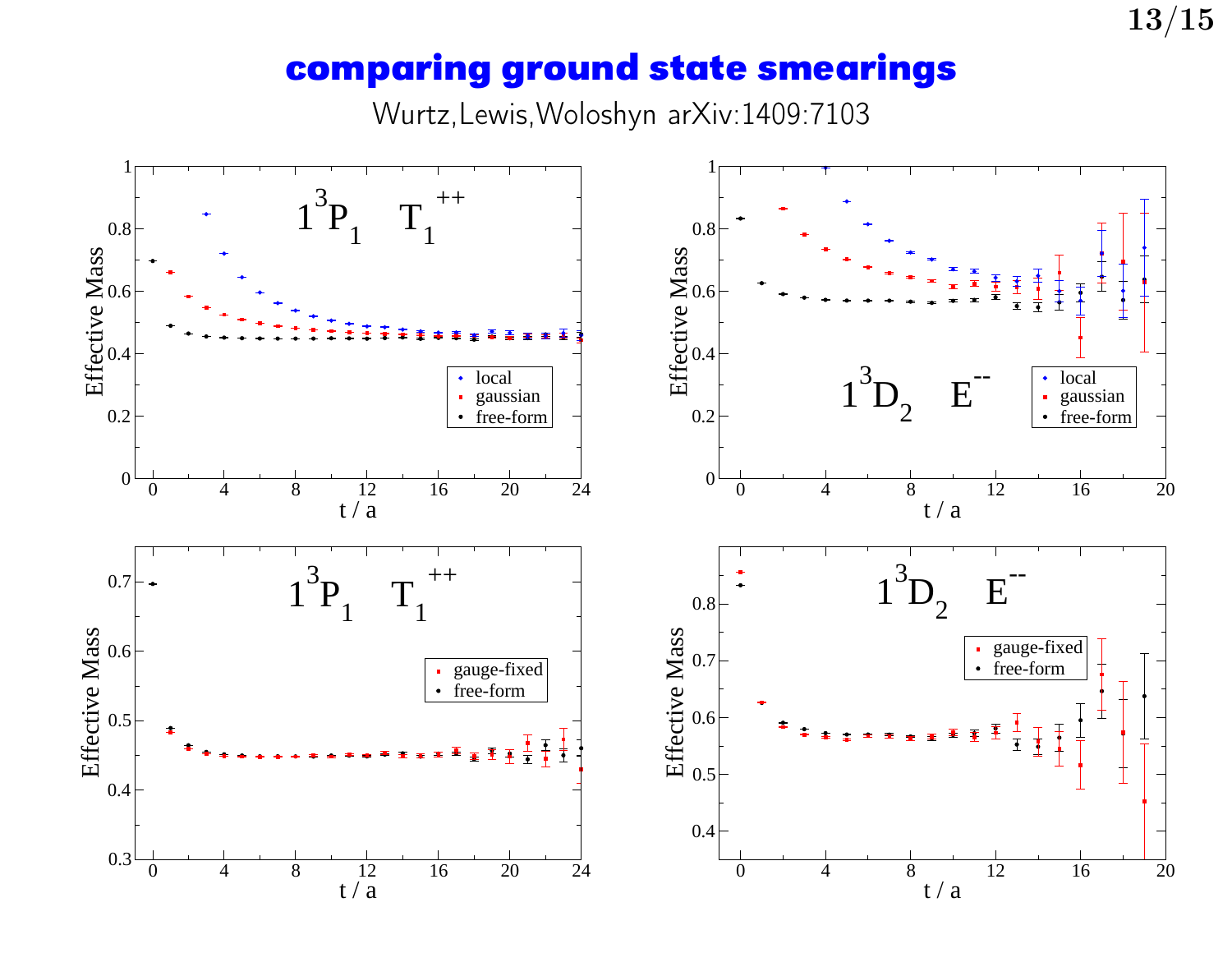# comparing ground state smearings

Wurtz, Lewis, Woloshyn arXiv:1409:7103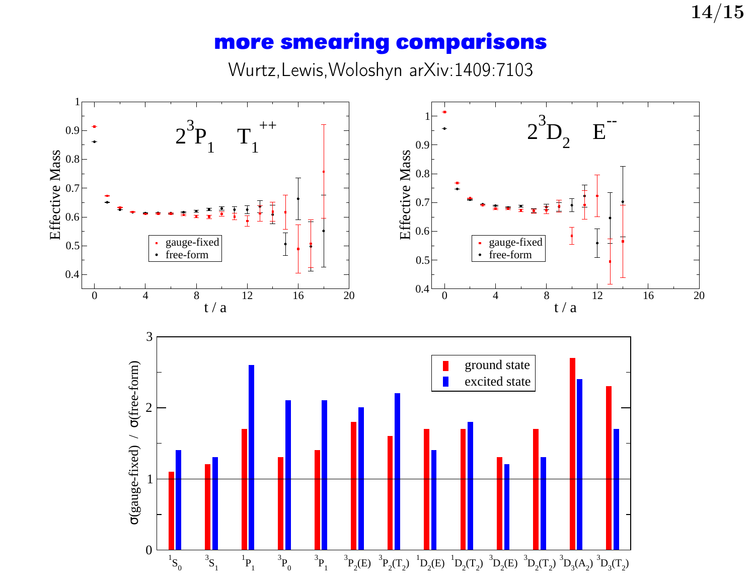# more smearing comparisons

Wurtz, Lewis, Woloshyn arXiv:1409:7103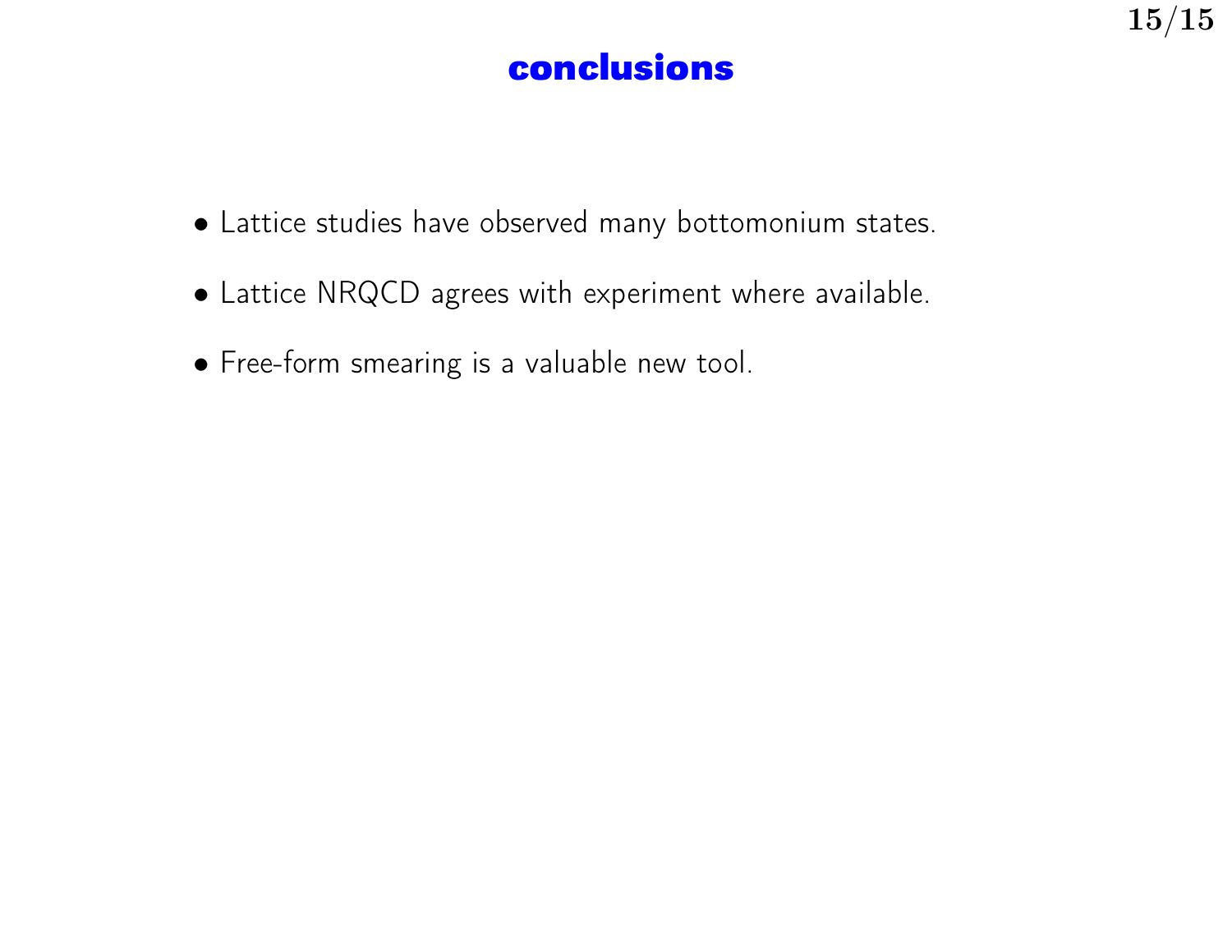# conclusions

- Lattice studies have observed many bottomonium states.
- Lattice NRQCD agrees with experiment where available.
- Free-form smearing is a valuable new tool.